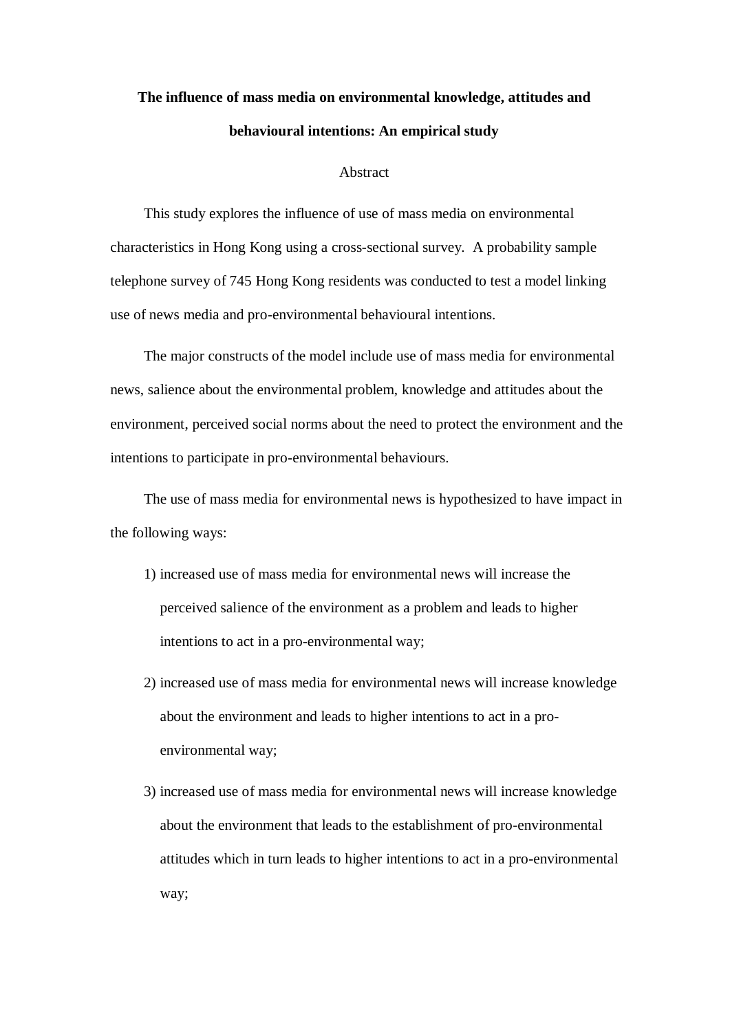# The influence of mass media on environmental knowledge, attitudes and behavioural intentions: An empirical study

## Abstract

This study explores the influence of use of mass media on environmental characteristics in Hong Kong using a cross-sectional survey. A probability sample telephone survey of 745 Hong Kong residents was conducted to test a model linking use of news media and pro-environmental behavioural intentions.

The major constructs of the model include use of mass media for environmental news, salience about the environmental problem, knowledge and attitudes about the environment, perceived social norms about the need to protect the environment and the intentions to participate in pro-environmental behaviours.

The use of mass media for environmental news is hypothesized to have impact in the following ways:

1) increased use of mass media for environmental news will increase the perceived salience of the environment as a problem and leads to higher intentions to act in a pro-environmental way;
2) increased use of mass media for environmental news will increase knowledge about the environment and leads to higher intentions to act in a pro-environmental way;
3) increased use of mass media for environmental news will increase knowledge about the environment that leads to the establishment of pro-environmental attitudes which in turn leads to higher intentions to act in a pro-environmental way;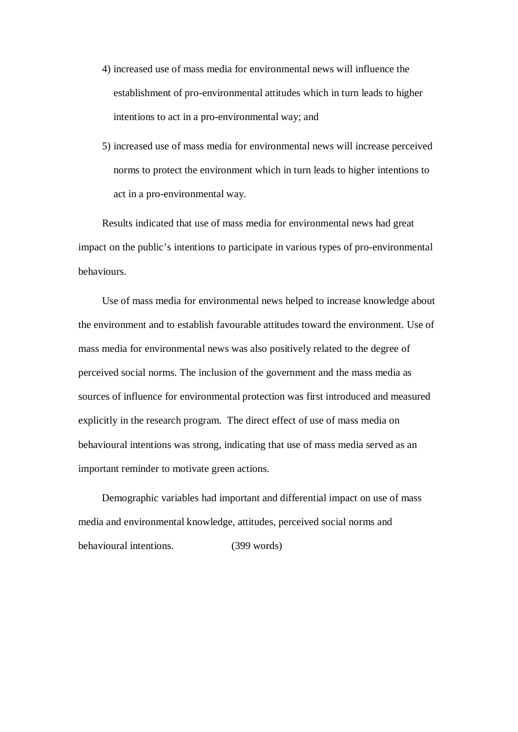4) increased use of mass media for environmental news will influence the establishment of pro-environmental attitudes which in turn leads to higher intentions to act in a pro-environmental way; and

5) increased use of mass media for environmental news will increase perceived norms to protect the environment which in turn leads to higher intentions to act in a pro-environmental way.

Results indicated that use of mass media for environmental news had great impact on the public's intentions to participate in various types of pro-environmental behaviours.

Use of mass media for environmental news helped to increase knowledge about the environment and to establish favourable attitudes toward the environment. Use of mass media for environmental news was also positively related to the degree of perceived social norms. The inclusion of the government and the mass media as sources of influence for environmental protection was first introduced and measured explicitly in the research program. The direct effect of use of mass media on behavioural intentions was strong, indicating that use of mass media served as an important reminder to motivate green actions.

Demographic variables had important and differential impact on use of mass media and environmental knowledge, attitudes, perceived social norms and behavioural intentions. (399 words)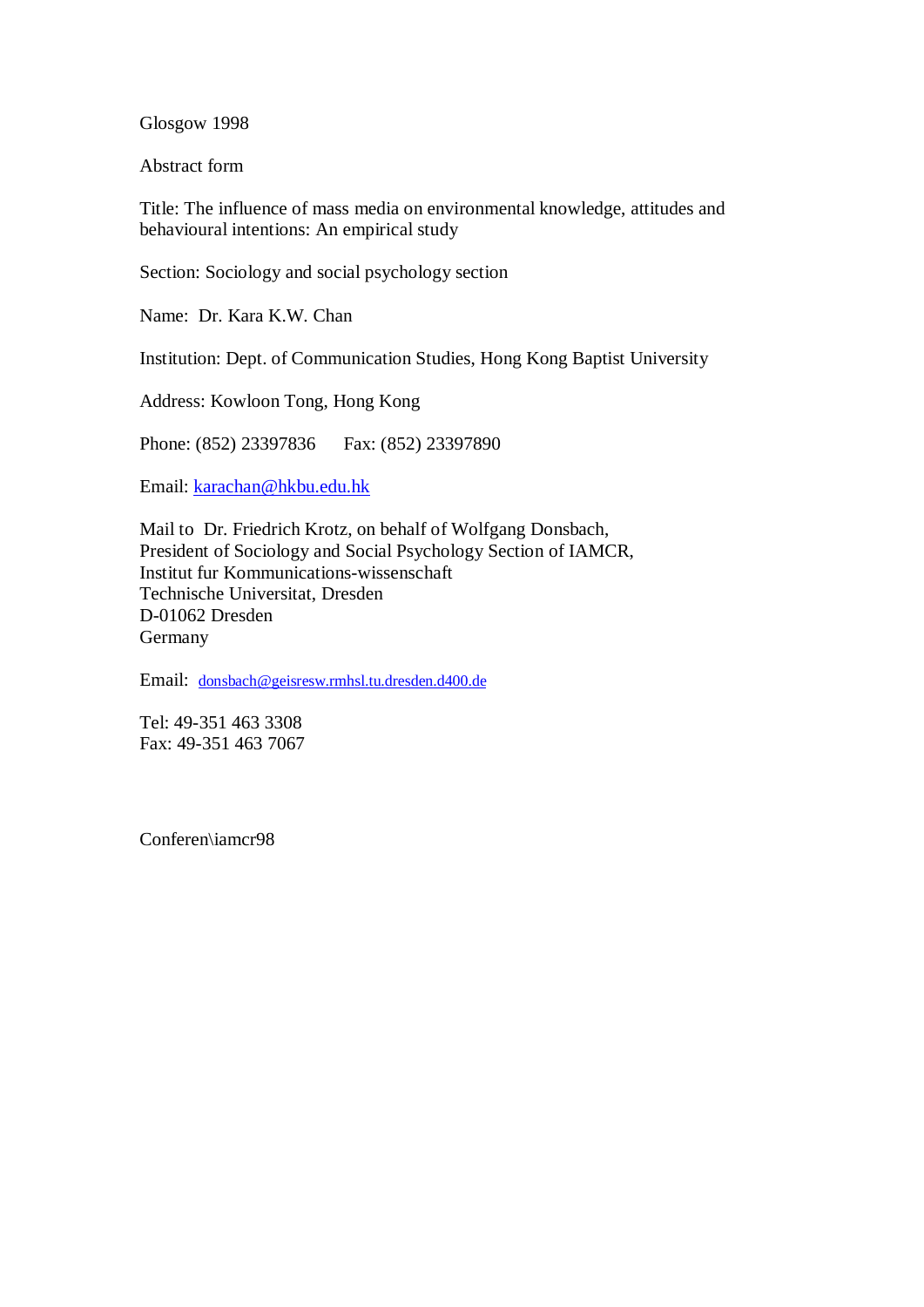Glosgow 1998

Abstract form

Title: The influence of mass media on environmental knowledge, attitudes and behavioural intentions: An empirical study

Section: Sociology and social psychology section

Name: Dr. Kara K.W. Chan

Institution: Dept. of Communication Studies, Hong Kong Baptist University

Address: Kowloon Tong, Hong Kong

Phone: (852) 23397836 Fax: (852) 23397890

Email: karachan@hkbu.edu.hk

Mail to Dr. Friedrich Krotz, on behalf of Wolfgang Donsbach,
President of Sociology and Social Psychology Section of IAMCR,
Institut fur Kommunications-wissenschaft
Technische Universitat, Dresden
D-01062 Dresden
Germany

Email: donsbach@geisresw.rmhsl.tu.dresden.d400.de

Tel: 49-351 463 3308
Fax: 49-351 463 7067

Conferen\iamcr98